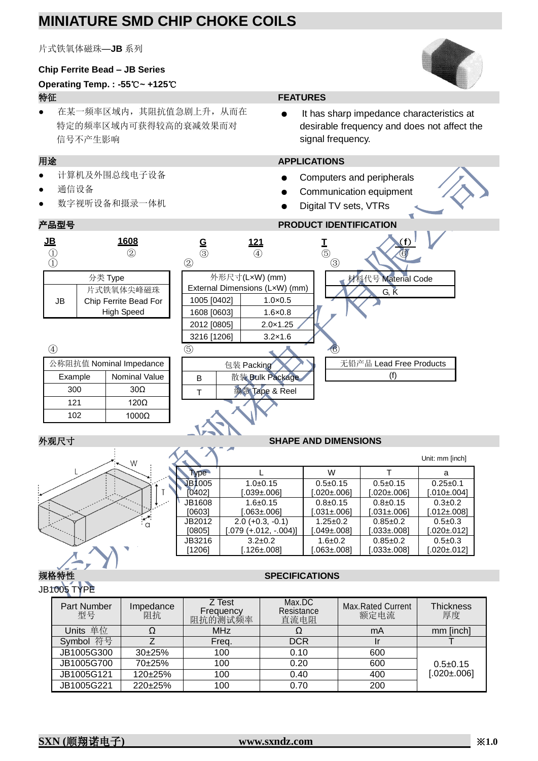# MINIATURE SMD CHIP CHOKE COILS

片式铁氧体磁珠—**JB** 系列

**Chip Ferrite Bead – JB Series**

**Operating Temp. : -55℃~ +125℃**

## 特征

- 在某一频率区域内，其阻抗值急剧上升，从而在特定的频率区域内可获得较高的衰减效果而对信号不产生影响

## FEATURES

- It has sharp impedance characteristics at desirable frequency and does not affect the signal frequency.

## 用途

- 计算机及外围总线电子设备
- 通信设备
- 数字视听设备和摄录一体机

## APPLICATIONS

- Computers and peripherals
- Communication equipment
- Digital TV sets, VTRs

## 产品型号 PRODUCT IDENTIFICATION

**JB** ① **1608** ② **G** ③ **121** ④ **T** ⑤ **(f)** ⑥

①

| 分类 Type | |
|---|---|
| JB | 片式铁氧体尖峰磁珠 Chip Ferrite Bead For High Speed |

②

| 外形尺寸(L×W) (mm) External Dimensions (L×W) (mm) | |
|---|---|
| 1005 [0402] | 1.0×0.5 |
| 1608 [0603] | 1.6×0.8 |
| 2012 [0805] | 2.0×1.25 |
| 3216 [1206] | 3.2×1.6 |

③

| 材料代号 Material Code |
|---|
| G, K |

④

| 公称阻抗值 Nominal Impedance | |
|---|---|
| Example | Nominal Value |
| 300 | 30Ω |
| 121 | 120Ω |
| 102 | 1000Ω |

⑤

| 包装 Packing | |
|---|---|
| B | 散装 Bulk Package |
| T | 编带 Tape & Reel |

⑥

| 无铅产品 Lead Free Products |
|---|
| (f) |

## 外观尺寸 SHAPE AND DIMENSIONS

Unit: mm [inch]

| Type | L | W | T | a |
|---|---|---|---|---|
| JB1005 [0402] | 1.0±0.15 [.039±.006] | 0.5±0.15 [.020±.006] | 0.5±0.15 [.020±.006] | 0.25±0.1 [.010±.004] |
| JB1608 [0603] | 1.6±0.15 [.063±.006] | 0.8±0.15 [.031±.006] | 0.8±0.15 [.031±.006] | 0.3±0.2 [.012±.008] |
| JB2012 [0805] | 2.0 (+0.3, -0.1) [.079 (+.012, -.004)] | 1.25±0.2 [.049±.008] | 0.85±0.2 [.033±.008] | 0.5±0.3 [.020±.012] |
| JB3216 [1206] | 3.2±0.2 [.126±.008] | 1.6±0.2 [.063±.008] | 0.85±0.2 [.033±.008] | 0.5±0.3 [.020±.012] |

## 规格特性 SPECIFICATIONS

JB1005 TYPE

| Part Number 型号 | Impedance 阻抗 | Z Test Frequency 阻抗的测试频率 | Max.DC Resistance 直流电阻 | Max.Rated Current 额定电流 | Thickness 厚度 |
|---|---|---|---|---|---|
| Units 单位 | Ω | MHz | Ω | mA | mm [inch] |
| Symbol 符号 | Z | Freq. | DCR | Ir | T |
| JB1005G300 | 30±25% | 100 | 0.10 | 600 | 0.5±0.15 [.020±.006] |
| JB1005G700 | 70±25% | 100 | 0.20 | 600 | |
| JB1005G121 | 120±25% | 100 | 0.40 | 400 | |
| JB1005G221 | 220±25% | 100 | 0.70 | 200 | |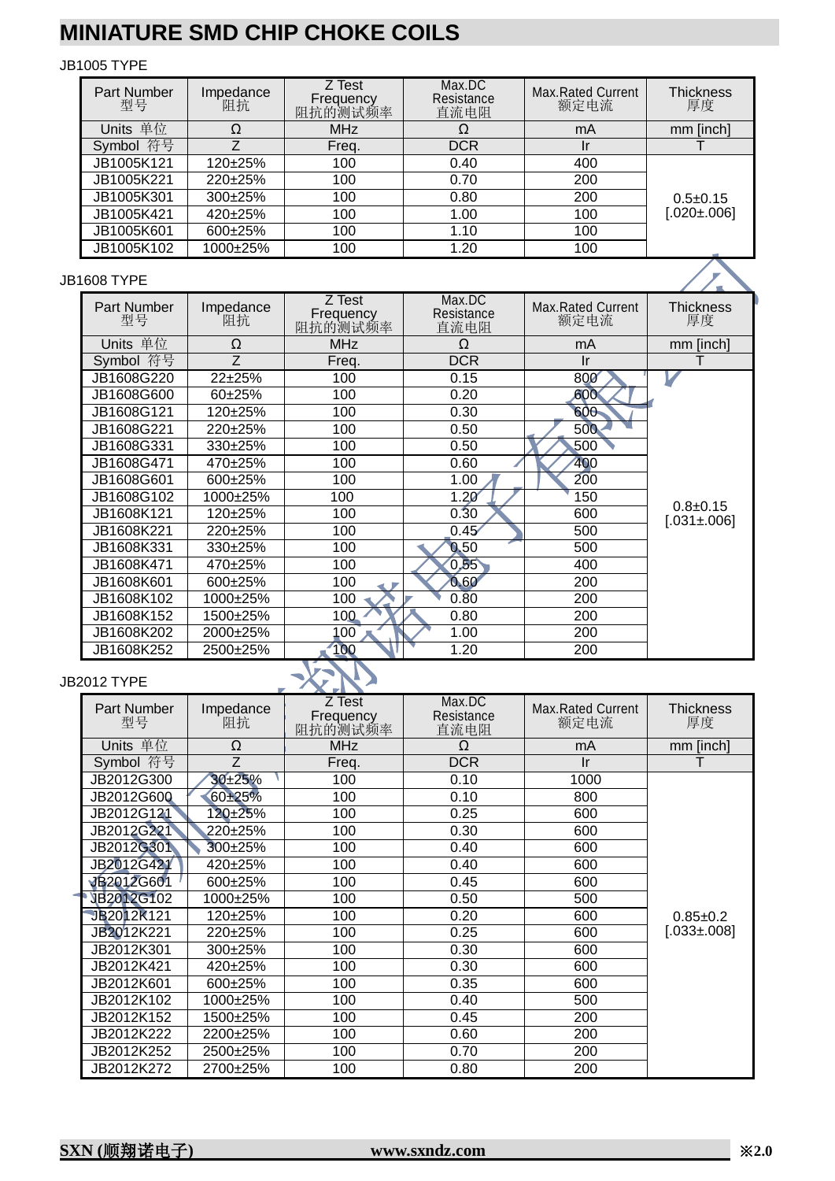# MINIATURE SMD CHIP CHOKE COILS

JB1005 TYPE

| Part Number 型号 | Impedance 阻抗 | Z Test Frequency 阻抗的测试频率 | Max.DC Resistance 直流电阻 | Max.Rated Current 额定电流 | Thickness 厚度 |
|---|---|---|---|---|---|
| Units 单位 | Ω | MHz | Ω | mA | mm [inch] |
| Symbol 符号 | Z | Freq. | DCR | Ir | T |
| JB1005K121 | 120±25% | 100 | 0.40 | 400 | 0.5±0.15 [.020±.006] |
| JB1005K221 | 220±25% | 100 | 0.70 | 200 | |
| JB1005K301 | 300±25% | 100 | 0.80 | 200 | |
| JB1005K421 | 420±25% | 100 | 1.00 | 100 | |
| JB1005K601 | 600±25% | 100 | 1.10 | 100 | |
| JB1005K102 | 1000±25% | 100 | 1.20 | 100 | |

JB1608 TYPE

| Part Number 型号 | Impedance 阻抗 | Z Test Frequency 阻抗的测试频率 | Max.DC Resistance 直流电阻 | Max.Rated Current 额定电流 | Thickness 厚度 |
|---|---|---|---|---|---|
| Units 单位 | Ω | MHz | Ω | mA | mm [inch] |
| Symbol 符号 | Z | Freq. | DCR | Ir | T |
| JB1608G220 | 22±25% | 100 | 0.15 | 800 | 0.8±0.15 [.031±.006] |
| JB1608G600 | 60±25% | 100 | 0.20 | 600 | |
| JB1608G121 | 120±25% | 100 | 0.30 | 600 | |
| JB1608G221 | 220±25% | 100 | 0.50 | 500 | |
| JB1608G331 | 330±25% | 100 | 0.50 | 500 | |
| JB1608G471 | 470±25% | 100 | 0.60 | 400 | |
| JB1608G601 | 600±25% | 100 | 1.00 | 200 | |
| JB1608G102 | 1000±25% | 100 | 1.20 | 150 | |
| JB1608K121 | 120±25% | 100 | 0.30 | 600 | |
| JB1608K221 | 220±25% | 100 | 0.45 | 500 | |
| JB1608K331 | 330±25% | 100 | 0.50 | 500 | |
| JB1608K471 | 470±25% | 100 | 0.55 | 400 | |
| JB1608K601 | 600±25% | 100 | 0.60 | 200 | |
| JB1608K102 | 1000±25% | 100 | 0.80 | 200 | |
| JB1608K152 | 1500±25% | 100 | 0.80 | 200 | |
| JB1608K202 | 2000±25% | 100 | 1.00 | 200 | |
| JB1608K252 | 2500±25% | 100 | 1.20 | 200 | |

JB2012 TYPE

| Part Number 型号 | Impedance 阻抗 | Z Test Frequency 阻抗的测试频率 | Max.DC Resistance 直流电阻 | Max.Rated Current 额定电流 | Thickness 厚度 |
|---|---|---|---|---|---|
| Units 单位 | Ω | MHz | Ω | mA | mm [inch] |
| Symbol 符号 | Z | Freq. | DCR | Ir | T |
| JB2012G300 | 30±25% | 100 | 0.10 | 1000 | 0.85±0.2 [.033±.008] |
| JB2012G600 | 60±25% | 100 | 0.10 | 800 | |
| JB2012G121 | 120±25% | 100 | 0.25 | 600 | |
| JB2012G221 | 220±25% | 100 | 0.30 | 600 | |
| JB2012G301 | 300±25% | 100 | 0.40 | 600 | |
| JB2012G421 | 420±25% | 100 | 0.40 | 600 | |
| JB2012G601 | 600±25% | 100 | 0.45 | 600 | |
| JB2012G102 | 1000±25% | 100 | 0.50 | 500 | |
| JB2012K121 | 120±25% | 100 | 0.20 | 600 | |
| JB2012K221 | 220±25% | 100 | 0.25 | 600 | |
| JB2012K301 | 300±25% | 100 | 0.30 | 600 | |
| JB2012K421 | 420±25% | 100 | 0.30 | 600 | |
| JB2012K601 | 600±25% | 100 | 0.35 | 600 | |
| JB2012K102 | 1000±25% | 100 | 0.40 | 500 | |
| JB2012K152 | 1500±25% | 100 | 0.45 | 200 | |
| JB2012K222 | 2200±25% | 100 | 0.60 | 200 | |
| JB2012K252 | 2500±25% | 100 | 0.70 | 200 | |
| JB2012K272 | 2700±25% | 100 | 0.80 | 200 | |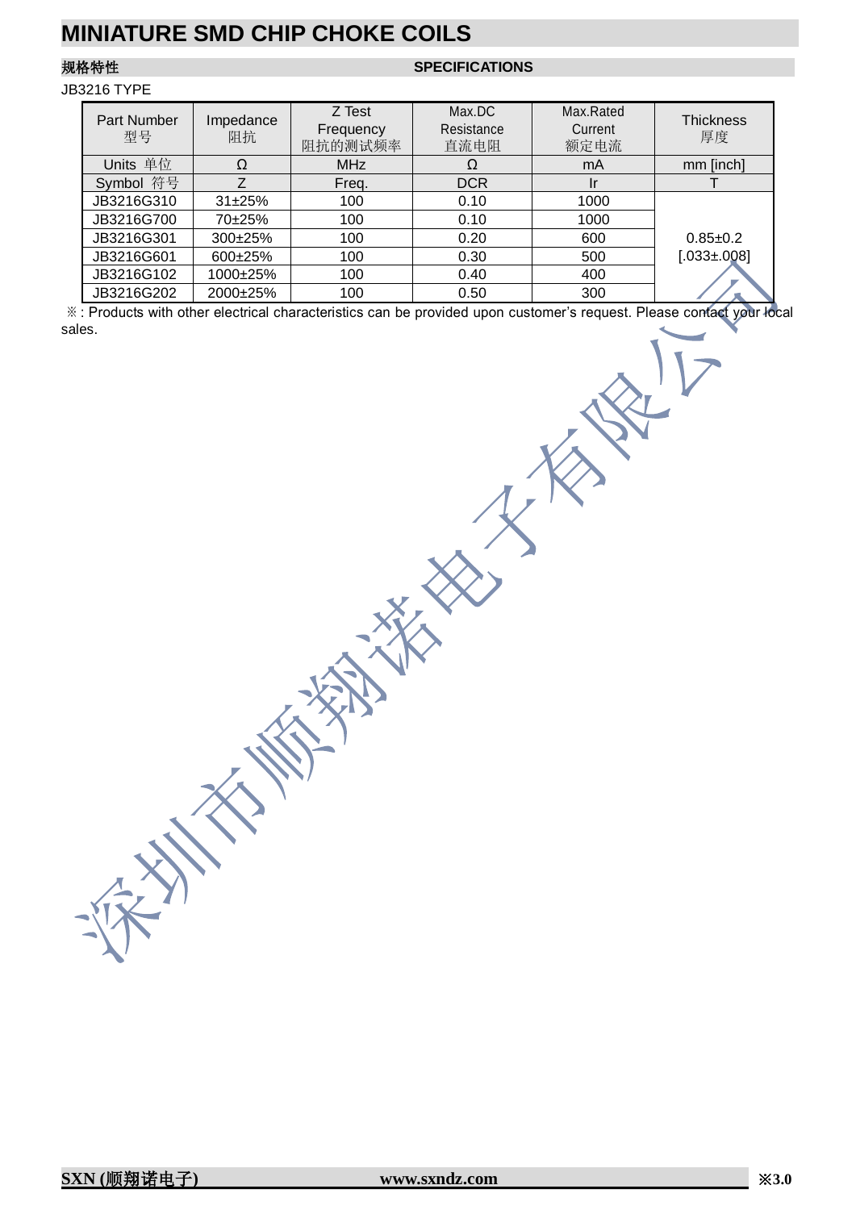# MINIATURE SMD CHIP CHOKE COILS

**规格特性** **SPECIFICATIONS**

JB3216 TYPE

| Part Number 型号 | Impedance 阻抗 | Z Test Frequency 阻抗的测试频率 | Max.DC Resistance 直流电阻 | Max.Rated Current 额定电流 | Thickness 厚度 |
|---|---|---|---|---|---|
| Units 单位 | Ω | MHz | Ω | mA | mm [inch] |
| Symbol 符号 | Z | Freq. | DCR | Ir | T |
| JB3216G310 | 31±25% | 100 | 0.10 | 1000 | 0.85±0.2 [.033±.008] |
| JB3216G700 | 70±25% | 100 | 0.10 | 1000 | |
| JB3216G301 | 300±25% | 100 | 0.20 | 600 | |
| JB3216G601 | 600±25% | 100 | 0.30 | 500 | |
| JB3216G102 | 1000±25% | 100 | 0.40 | 400 | |
| JB3216G202 | 2000±25% | 100 | 0.50 | 300 | |

※: Products with other electrical characteristics can be provided upon customer's request. Please contact your local sales.

深圳市顺翔诺电子有限公司